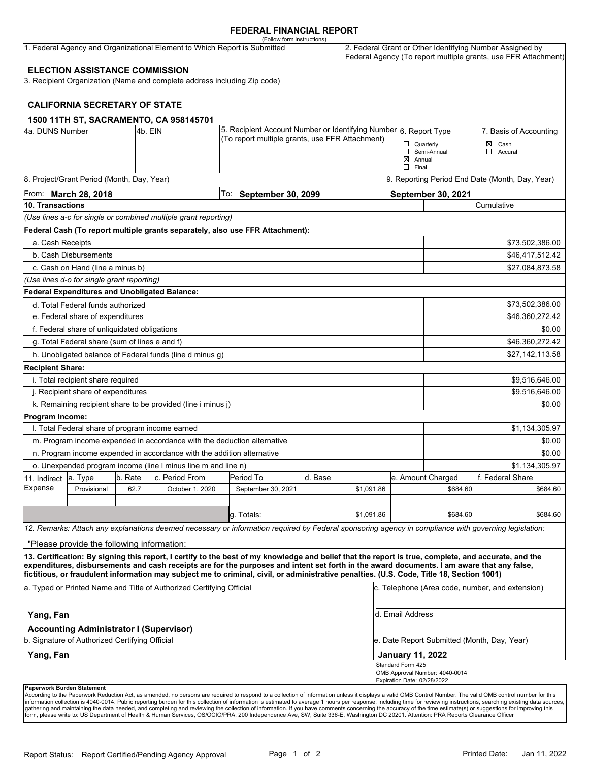# FEDERAL FINANCIAL REPORT

(Follow form instructions)

| 1. Federal Agency and Organizational Element to Which Report is Submitted | 2. Federal Grant or Other Identifying Number Assigned by Federal Agency (To report multiple grants, use FFR Attachment) |
|---|---|
| **ELECTION ASSISTANCE COMMISSION** | |

3. Recipient Organization (Name and complete address including Zip code)

**CALIFORNIA SECRETARY OF STATE**

**1500 11TH ST, SACRAMENTO, CA 958145701**

| 4a. DUNS Number | 4b. EIN | 5. Recipient Account Number or Identifying Number (To report multiple grants, use FFR Attachment) | 6. Report Type | 7. Basis of Accounting |
|---|---|---|---|---|
| | | | ☐ Quarterly<br>☐ Semi-Annual<br>☒ Annual<br>☐ Final | ☒ Cash<br>☐ Accural |

| 8. Project/Grant Period (Month, Day, Year) | | 9. Reporting Period End Date (Month, Day, Year) |
|---|---|---|
| From: **March 28, 2018** | To: **September 30, 2099** | **September 30, 2021** |

| 10. Transactions | Cumulative |
|---|---|
| *(Use lines a-c for single or combined multiple grant reporting)* | |
| **Federal Cash (To report multiple grants separately, also use FFR Attachment):** | |
| a. Cash Receipts | $73,502,386.00 |
| b. Cash Disbursements | $46,417,512.42 |
| c. Cash on Hand (line a minus b) | $27,084,873.58 |
| *(Use lines d-o for single grant reporting)* | |
| **Federal Expenditures and Unobligated Balance:** | |
| d. Total Federal funds authorized | $73,502,386.00 |
| e. Federal share of expenditures | $46,360,272.42 |
| f. Federal share of unliquidated obligations | $0.00 |
| g. Total Federal share (sum of lines e and f) | $46,360,272.42 |
| h. Unobligated balance of Federal funds (line d minus g) | $27,142,113.58 |
| **Recipient Share:** | |
| i. Total recipient share required | $9,516,646.00 |
| j. Recipient share of expenditures | $9,516,646.00 |
| k. Remaining recipient share to be provided (line i minus j) | $0.00 |
| **Program Income:** | |
| l. Total Federal share of program income earned | $1,134,305.97 |
| m. Program income expended in accordance with the deduction alternative | $0.00 |
| n. Program income expended in accordance with the addition alternative | $0.00 |
| o. Unexpended program income (line l minus line m and line n) | $1,134,305.97 |

| 11. Indirect Expense | a. Type | b. Rate | c. Period From | Period To | d. Base | e. Amount Charged | f. Federal Share |
|---|---|---|---|---|---|---|---|
| | Provisional | 62.7 | October 1, 2020 | September 30, 2021 | $1,091.86 | $684.60 | $684.60 |
| | | | | | | | |
| | | | | g. Totals: | $1,091.86 | $684.60 | $684.60 |

*12. Remarks: Attach any explanations deemed necessary or information required by Federal sponsoring agency in compliance with governing legislation:*

"Please provide the following information:

**13. Certification: By signing this report, I certify to the best of my knowledge and belief that the report is true, complete, and accurate, and the expenditures, disbursements and cash receipts are for the purposes and intent set forth in the award documents. I am aware that any false, fictitious, or fraudulent information may subject me to criminal, civil, or administrative penalties. (U.S. Code, Title 18, Section 1001)**

| a. Typed or Printed Name and Title of Authorized Certifying Official | c. Telephone (Area code, number, and extension) |
|---|---|
| **Yang, Fan**<br>**Accounting Administrator I (Supervisor)** | d. Email Address |
| b. Signature of Authorized Certifying Official | e. Date Report Submitted (Month, Day, Year) |
| **Yang, Fan** | **January 11, 2022** |

Standard Form 425
OMB Approval Number: 4040-0014
Expiration Date: 02/28/2022

**Paperwork Burden Statement**

According to the Paperwork Reduction Act, as amended, no persons are required to respond to a collection of information unless it displays a valid OMB Control Number. The valid OMB control number for this information collection is 4040-0014. Public reporting burden for this collection of information is estimated to average 1 hours per response, including time for reviewing instructions, searching existing data sources, gathering and maintaining the data needed, and completing and reviewing the collection of information. If you have comments concerning the accuracy of the time estimate(s) or suggestions for improving this form, please write to: US Department of Health & Human Services, OS/OCIO/PRA, 200 Independence Ave, SW, Suite 336-E, Washington DC 20201. Attention: PRA Reports Clearance Officer

Report Status: Report Certified/Pending Agency Approval

Printed Date: Jan 11, 2022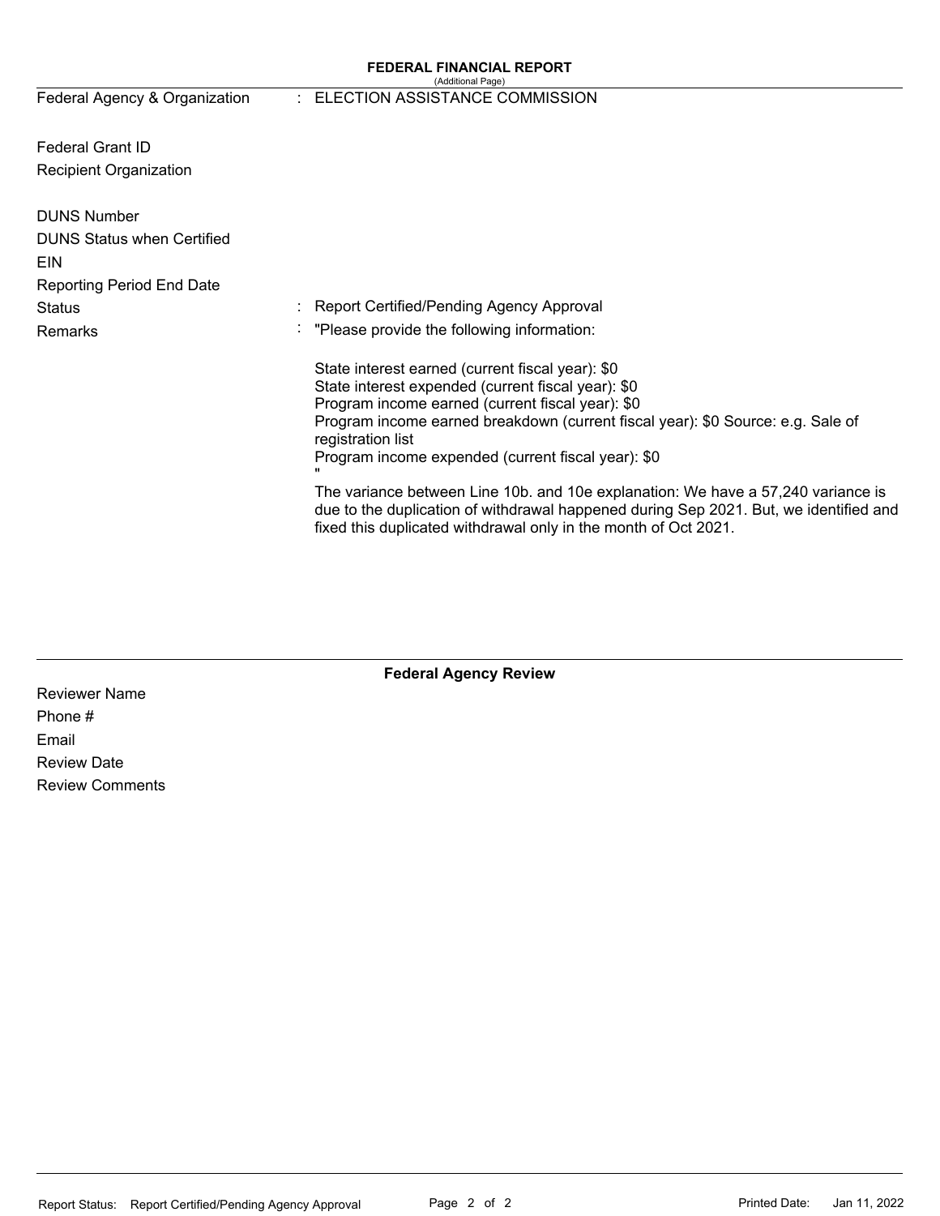**FEDERAL FINANCIAL REPORT**
(Additional Page)

| | | |
|---|---|---|
| Federal Agency & Organization | : | ELECTION ASSISTANCE COMMISSION |
| Federal Grant ID | | |
| Recipient Organization | | |
| DUNS Number | | |
| DUNS Status when Certified | | |
| EIN | | |
| Reporting Period End Date | | |
| Status | : | Report Certified/Pending Agency Approval |
| Remarks | : | "Please provide the following information: |

State interest earned (current fiscal year): $0
State interest expended (current fiscal year): $0
Program income earned (current fiscal year): $0
Program income earned breakdown (current fiscal year): $0 Source: e.g. Sale of registration list
Program income expended (current fiscal year): $0
"

The variance between Line 10b. and 10e explanation: We have a 57,240 variance is due to the duplication of withdrawal happened during Sep 2021. But, we identified and fixed this duplicated withdrawal only in the month of Oct 2021.

**Federal Agency Review**

Reviewer Name
Phone #
Email
Review Date
Review Comments

Report Status: Report Certified/Pending Agency Approval

Printed Date: Jan 11, 2022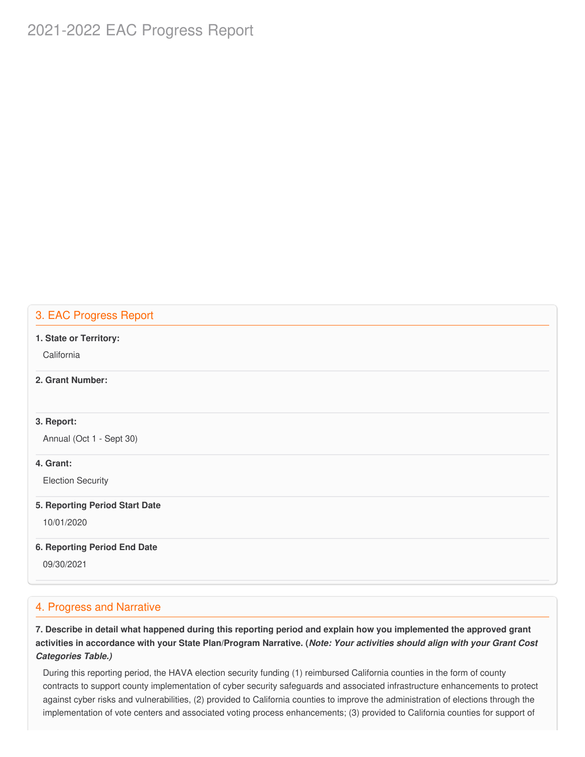# 2021-2022 EAC Progress Report

## 3. EAC Progress Report

**1. State or Territory:**

California

**2. Grant Number:**

**3. Report:**

Annual (Oct 1 - Sept 30)

**4. Grant:**

Election Security

**5. Reporting Period Start Date**

10/01/2020

**6. Reporting Period End Date**

09/30/2021

## 4. Progress and Narrative

**7. Describe in detail what happened during this reporting period and explain how you implemented the approved grant activities in accordance with your State Plan/Program Narrative. (*Note: Your activities should align with your Grant Cost Categories Table.)***

During this reporting period, the HAVA election security funding (1) reimbursed California counties in the form of county contracts to support county implementation of cyber security safeguards and associated infrastructure enhancements to protect against cyber risks and vulnerabilities, (2) provided to California counties to improve the administration of elections through the implementation of vote centers and associated voting process enhancements; (3) provided to California counties for support of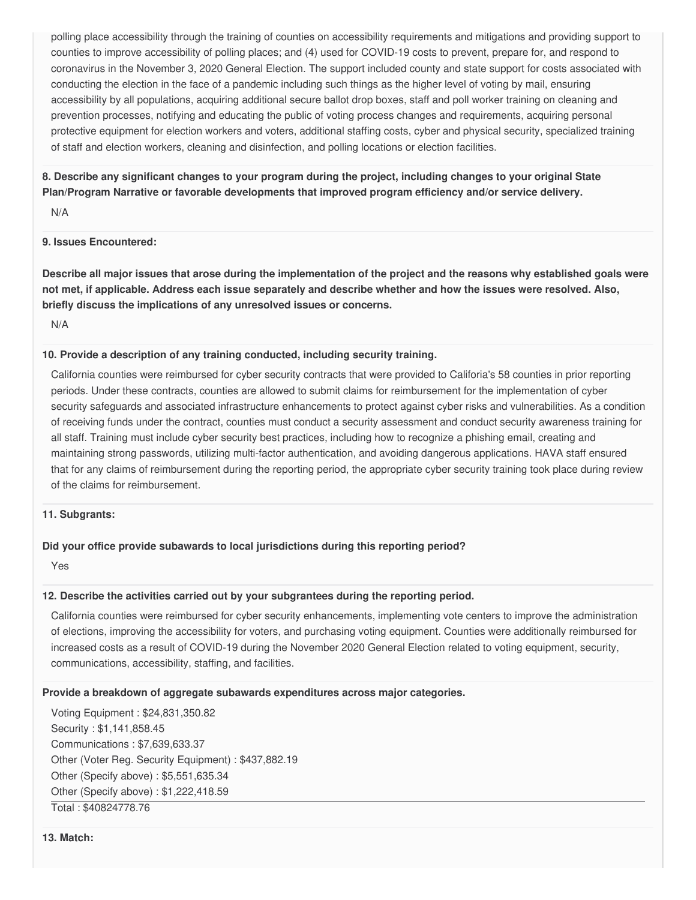polling place accessibility through the training of counties on accessibility requirements and mitigations and providing support to counties to improve accessibility of polling places; and (4) used for COVID-19 costs to prevent, prepare for, and respond to coronavirus in the November 3, 2020 General Election. The support included county and state support for costs associated with conducting the election in the face of a pandemic including such things as the higher level of voting by mail, ensuring accessibility by all populations, acquiring additional secure ballot drop boxes, staff and poll worker training on cleaning and prevention processes, notifying and educating the public of voting process changes and requirements, acquiring personal protective equipment for election workers and voters, additional staffing costs, cyber and physical security, specialized training of staff and election workers, cleaning and disinfection, and polling locations or election facilities.

**8. Describe any significant changes to your program during the project, including changes to your original State Plan/Program Narrative or favorable developments that improved program efficiency and/or service delivery.**

N/A

**9. Issues Encountered:**

**Describe all major issues that arose during the implementation of the project and the reasons why established goals were not met, if applicable. Address each issue separately and describe whether and how the issues were resolved. Also, briefly discuss the implications of any unresolved issues or concerns.**

N/A

**10. Provide a description of any training conducted, including security training.**

California counties were reimbursed for cyber security contracts that were provided to Califoria's 58 counties in prior reporting periods. Under these contracts, counties are allowed to submit claims for reimbursement for the implementation of cyber security safeguards and associated infrastructure enhancements to protect against cyber risks and vulnerabilities. As a condition of receiving funds under the contract, counties must conduct a security assessment and conduct security awareness training for all staff. Training must include cyber security best practices, including how to recognize a phishing email, creating and maintaining strong passwords, utilizing multi-factor authentication, and avoiding dangerous applications. HAVA staff ensured that for any claims of reimbursement during the reporting period, the appropriate cyber security training took place during review of the claims for reimbursement.

**11. Subgrants:**

**Did your office provide subawards to local jurisdictions during this reporting period?**

Yes

**12. Describe the activities carried out by your subgrantees during the reporting period.**

California counties were reimbursed for cyber security enhancements, implementing vote centers to improve the administration of elections, improving the accessibility for voters, and purchasing voting equipment. Counties were additionally reimbursed for increased costs as a result of COVID-19 during the November 2020 General Election related to voting equipment, security, communications, accessibility, staffing, and facilities.

**Provide a breakdown of aggregate subawards expenditures across major categories.**

Voting Equipment : $24,831,350.82
Security : $1,141,858.45
Communications : $7,639,633.37
Other (Voter Reg. Security Equipment) : $437,882.19
Other (Specify above) : $5,551,635.34
Other (Specify above) : $1,222,418.59

Total : $40824778.76

**13. Match:**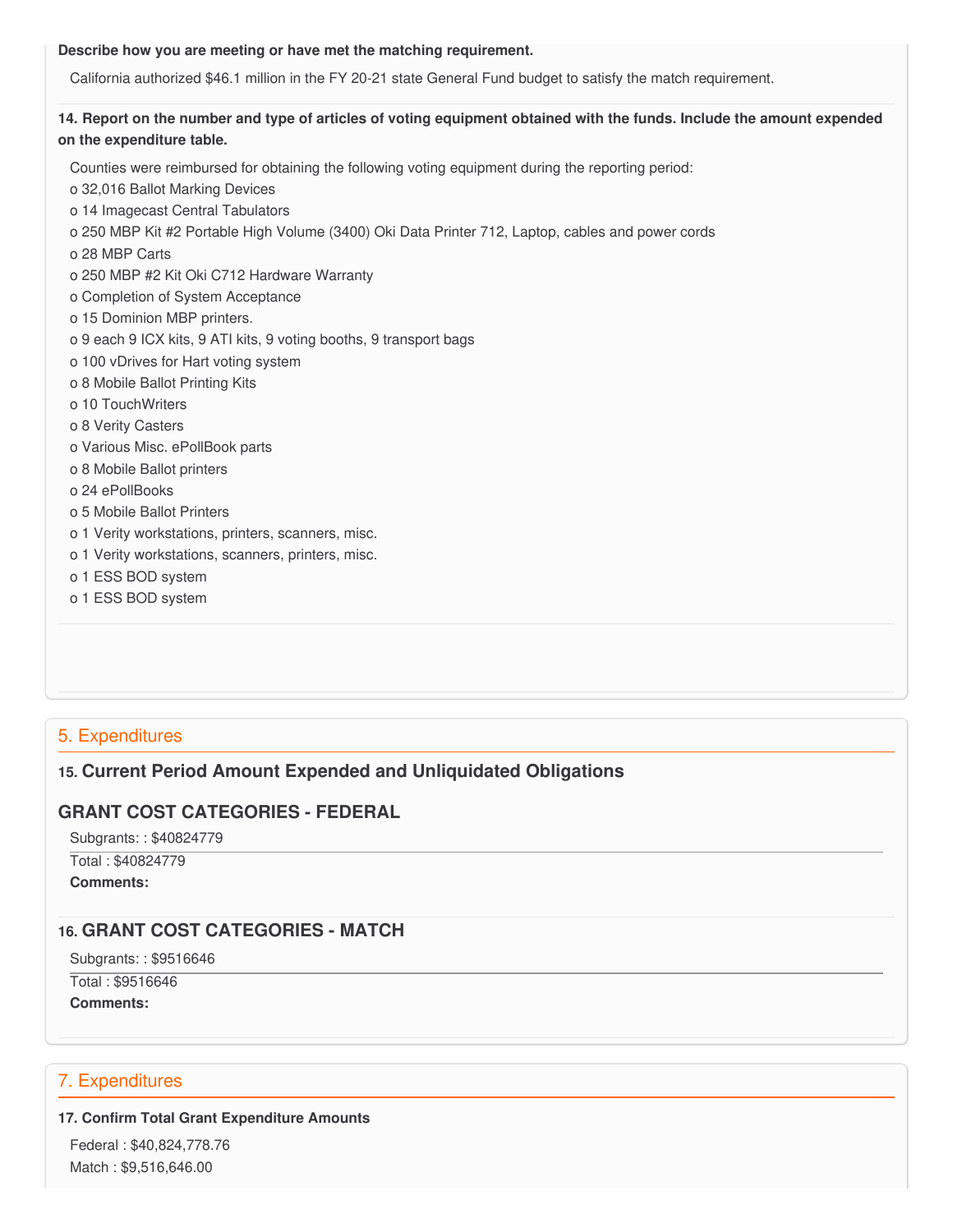**Describe how you are meeting or have met the matching requirement.**

California authorized $46.1 million in the FY 20-21 state General Fund budget to satisfy the match requirement.

**14. Report on the number and type of articles of voting equipment obtained with the funds. Include the amount expended on the expenditure table.**

Counties were reimbursed for obtaining the following voting equipment during the reporting period:

- o 32,016 Ballot Marking Devices
- o 14 Imagecast Central Tabulators
- o 250 MBP Kit #2 Portable High Volume (3400) Oki Data Printer 712, Laptop, cables and power cords
- o 28 MBP Carts
- o 250 MBP #2 Kit Oki C712 Hardware Warranty
- o Completion of System Acceptance
- o 15 Dominion MBP printers.
- o 9 each 9 ICX kits, 9 ATI kits, 9 voting booths, 9 transport bags
- o 100 vDrives for Hart voting system
- o 8 Mobile Ballot Printing Kits
- o 10 TouchWriters
- o 8 Verity Casters
- o Various Misc. ePollBook parts
- o 8 Mobile Ballot printers
- o 24 ePollBooks
- o 5 Mobile Ballot Printers
- o 1 Verity workstations, printers, scanners, misc.
- o 1 Verity workstations, scanners, printers, misc.
- o 1 ESS BOD system
- o 1 ESS BOD system

## 5. Expenditures

### 15. Current Period Amount Expended and Unliquidated Obligations

### GRANT COST CATEGORIES - FEDERAL

Subgrants: : $40824779

Total : $40824779

**Comments:**

### 16. GRANT COST CATEGORIES - MATCH

Subgrants: : $9516646

Total : $9516646

**Comments:**

## 7. Expenditures

**17. Confirm Total Grant Expenditure Amounts**

Federal : $40,824,778.76

Match : $9,516,646.00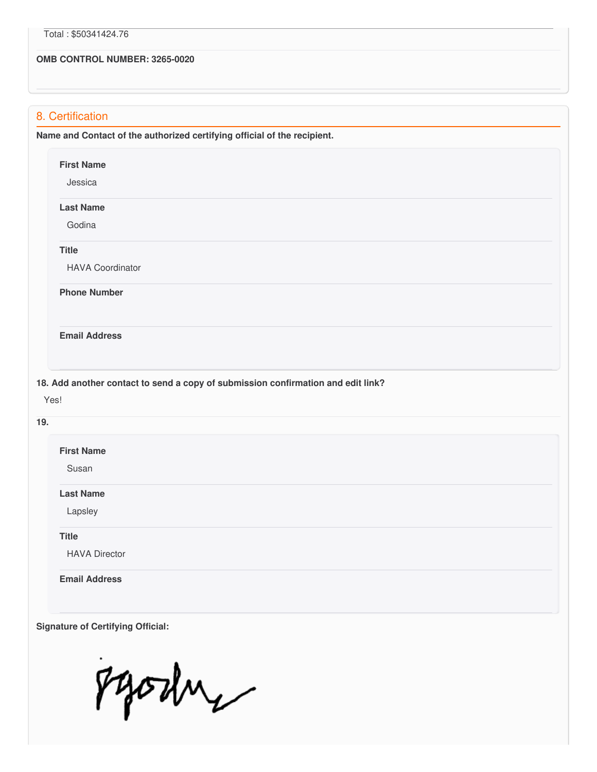Total : $50341424.76

**OMB CONTROL NUMBER: 3265-0020**

## 8. Certification

**Name and Contact of the authorized certifying official of the recipient.**

**First Name**

Jessica

**Last Name**

Godina

**Title**

HAVA Coordinator

**Phone Number**

**Email Address**

**18. Add another contact to send a copy of submission confirmation and edit link?**

Yes!

**19.**

**First Name**

Susan

**Last Name**

Lapsley

**Title**

HAVA Director

**Email Address**

**Signature of Certifying Official:**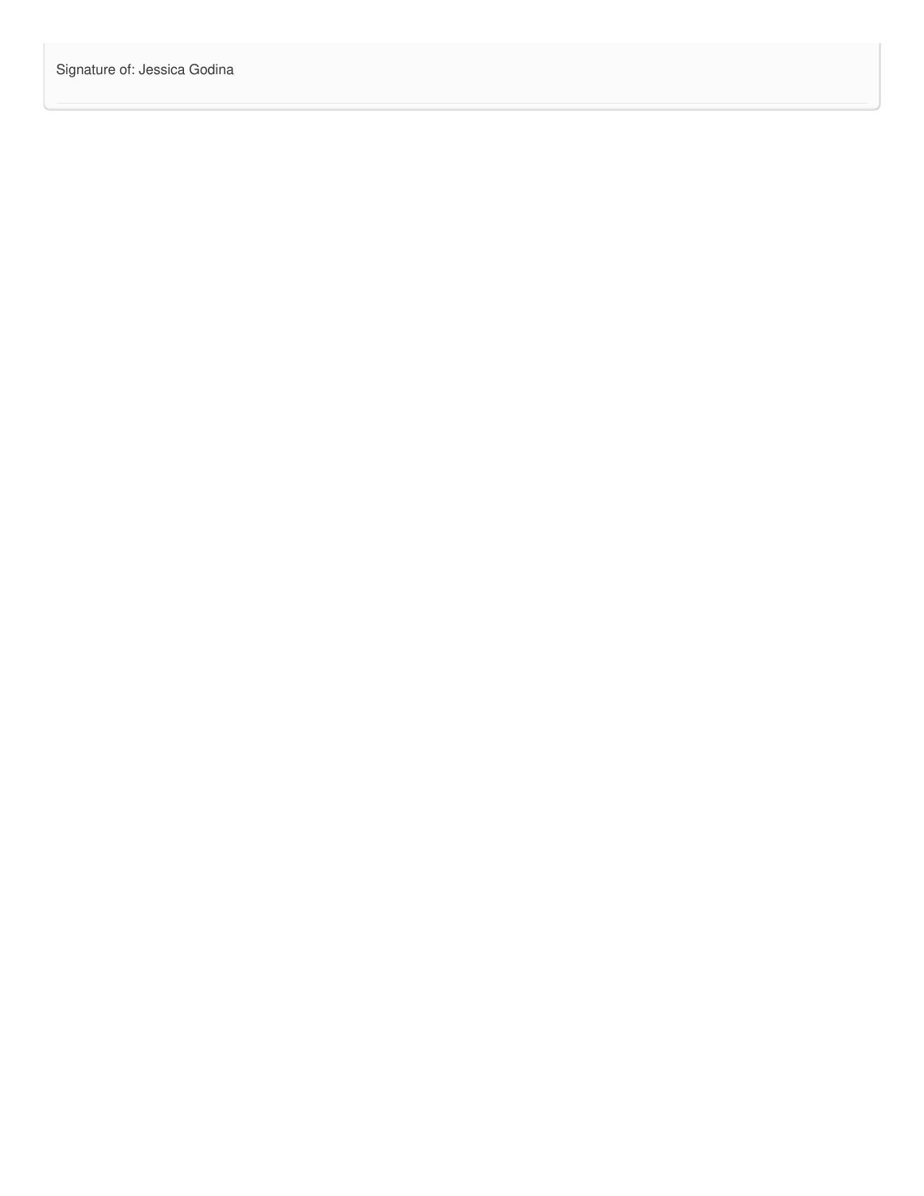Signature of: Jessica Godina